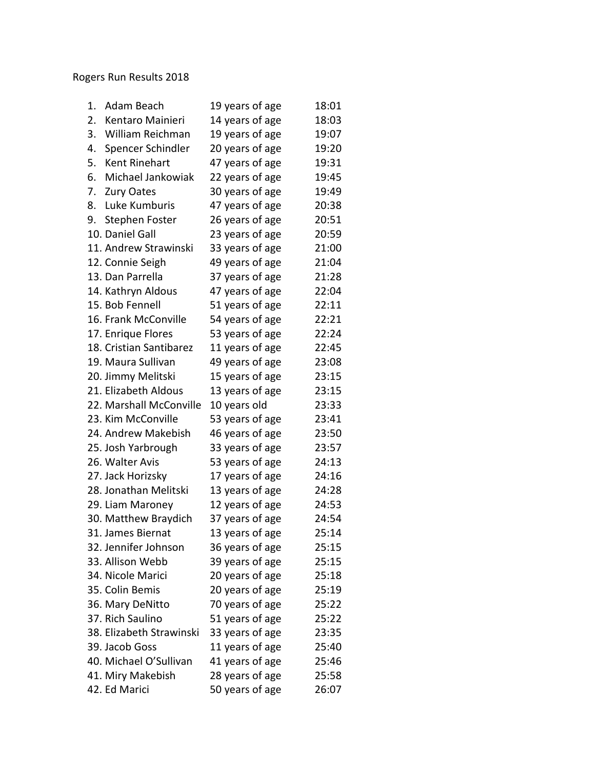Rogers Run Results 2018

1. Adam Beach 19 years of age 18:01
2. Kentaro Mainieri 14 years of age 18:03
3. William Reichman 19 years of age 19:07
4. Spencer Schindler 20 years of age 19:20
5. Kent Rinehart 47 years of age 19:31
6. Michael Jankowiak 22 years of age 19:45
7. Zury Oates 30 years of age 19:49
8. Luke Kumburis 47 years of age 20:38
9. Stephen Foster 26 years of age 20:51
10. Daniel Gall 23 years of age 20:59
11. Andrew Strawinski 33 years of age 21:00
12. Connie Seigh 49 years of age 21:04
13. Dan Parrella 37 years of age 21:28
14. Kathryn Aldous 47 years of age 22:04
15. Bob Fennell 51 years of age 22:11
16. Frank McConville 54 years of age 22:21
17. Enrique Flores 53 years of age 22:24
18. Cristian Santibarez 11 years of age 22:45
19. Maura Sullivan 49 years of age 23:08
20. Jimmy Melitski 15 years of age 23:15
21. Elizabeth Aldous 13 years of age 23:15
22. Marshall McConville 10 years old 23:33
23. Kim McConville 53 years of age 23:41
24. Andrew Makebish 46 years of age 23:50
25. Josh Yarbrough 33 years of age 23:57
26. Walter Avis 53 years of age 24:13
27. Jack Horizsky 17 years of age 24:16
28. Jonathan Melitski 13 years of age 24:28
29. Liam Maroney 12 years of age 24:53
30. Matthew Braydich 37 years of age 24:54
31. James Biernat 13 years of age 25:14
32. Jennifer Johnson 36 years of age 25:15
33. Allison Webb 39 years of age 25:15
34. Nicole Marici 20 years of age 25:18
35. Colin Bemis 20 years of age 25:19
36. Mary DeNitto 70 years of age 25:22
37. Rich Saulino 51 years of age 25:22
38. Elizabeth Strawinski 33 years of age 23:35
39. Jacob Goss 11 years of age 25:40
40. Michael O'Sullivan 41 years of age 25:46
41. Miry Makebish 28 years of age 25:58
42. Ed Marici 50 years of age 26:07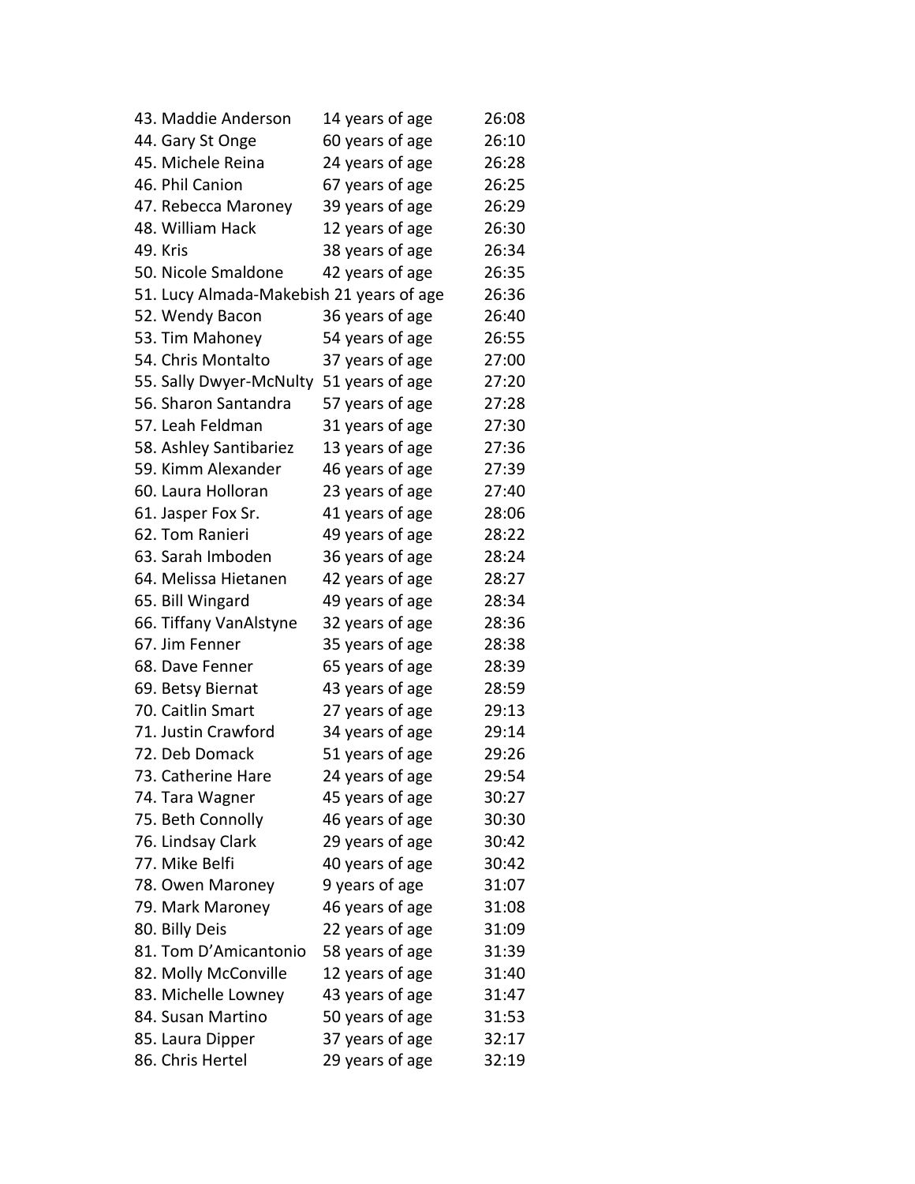43. Maddie Anderson 14 years of age 26:08
44. Gary St Onge 60 years of age 26:10
45. Michele Reina 24 years of age 26:28
46. Phil Canion 67 years of age 26:25
47. Rebecca Maroney 39 years of age 26:29
48. William Hack 12 years of age 26:30
49. Kris 38 years of age 26:34
50. Nicole Smaldone 42 years of age 26:35
51. Lucy Almada-Makebish 21 years of age 26:36
52. Wendy Bacon 36 years of age 26:40
53. Tim Mahoney 54 years of age 26:55
54. Chris Montalto 37 years of age 27:00
55. Sally Dwyer-McNulty 51 years of age 27:20
56. Sharon Santandra 57 years of age 27:28
57. Leah Feldman 31 years of age 27:30
58. Ashley Santibariez 13 years of age 27:36
59. Kimm Alexander 46 years of age 27:39
60. Laura Holloran 23 years of age 27:40
61. Jasper Fox Sr. 41 years of age 28:06
62. Tom Ranieri 49 years of age 28:22
63. Sarah Imboden 36 years of age 28:24
64. Melissa Hietanen 42 years of age 28:27
65. Bill Wingard 49 years of age 28:34
66. Tiffany VanAlstyne 32 years of age 28:36
67. Jim Fenner 35 years of age 28:38
68. Dave Fenner 65 years of age 28:39
69. Betsy Biernat 43 years of age 28:59
70. Caitlin Smart 27 years of age 29:13
71. Justin Crawford 34 years of age 29:14
72. Deb Domack 51 years of age 29:26
73. Catherine Hare 24 years of age 29:54
74. Tara Wagner 45 years of age 30:27
75. Beth Connolly 46 years of age 30:30
76. Lindsay Clark 29 years of age 30:42
77. Mike Belfi 40 years of age 30:42
78. Owen Maroney 9 years of age 31:07
79. Mark Maroney 46 years of age 31:08
80. Billy Deis 22 years of age 31:09
81. Tom D'Amicantonio 58 years of age 31:39
82. Molly McConville 12 years of age 31:40
83. Michelle Lowney 43 years of age 31:47
84. Susan Martino 50 years of age 31:53
85. Laura Dipper 37 years of age 32:17
86. Chris Hertel 29 years of age 32:19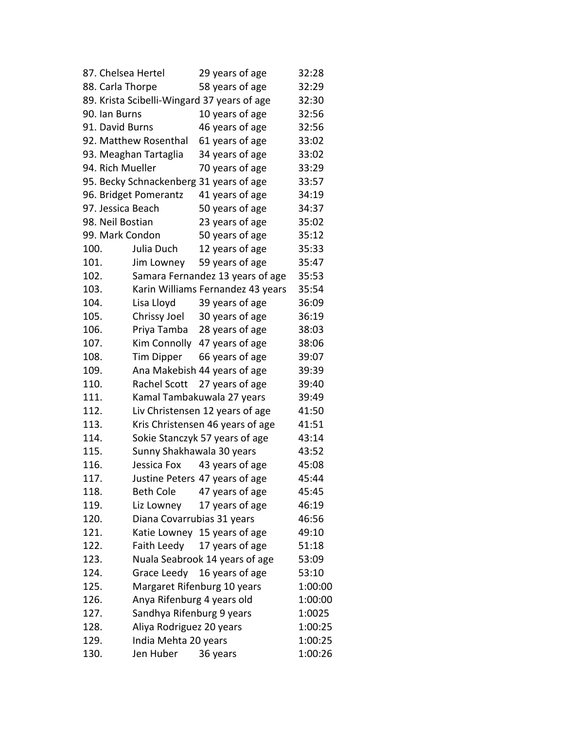87. Chelsea Hertel 29 years of age 32:28
88. Carla Thorpe 58 years of age 32:29
89. Krista Scibelli-Wingard 37 years of age 32:30
90. Ian Burns 10 years of age 32:56
91. David Burns 46 years of age 32:56
92. Matthew Rosenthal 61 years of age 33:02
93. Meaghan Tartaglia 34 years of age 33:02
94. Rich Mueller 70 years of age 33:29
95. Becky Schnackenberg 31 years of age 33:57
96. Bridget Pomerantz 41 years of age 34:19
97. Jessica Beach 50 years of age 34:37
98. Neil Bostian 23 years of age 35:02
99. Mark Condon 50 years of age 35:12
100. Julia Duch 12 years of age 35:33
101. Jim Lowney 59 years of age 35:47
102. Samara Fernandez 13 years of age 35:53
103. Karin Williams Fernandez 43 years 35:54
104. Lisa Lloyd 39 years of age 36:09
105. Chrissy Joel 30 years of age 36:19
106. Priya Tamba 28 years of age 38:03
107. Kim Connolly 47 years of age 38:06
108. Tim Dipper 66 years of age 39:07
109. Ana Makebish 44 years of age 39:39
110. Rachel Scott 27 years of age 39:40
111. Kamal Tambakuwala 27 years 39:49
112. Liv Christensen 12 years of age 41:50
113. Kris Christensen 46 years of age 41:51
114. Sokie Stanczyk 57 years of age 43:14
115. Sunny Shakhawala 30 years 43:52
116. Jessica Fox 43 years of age 45:08
117. Justine Peters 47 years of age 45:44
118. Beth Cole 47 years of age 45:45
119. Liz Lowney 17 years of age 46:19
120. Diana Covarrubias 31 years 46:56
121. Katie Lowney 15 years of age 49:10
122. Faith Leedy 17 years of age 51:18
123. Nuala Seabrook 14 years of age 53:09
124. Grace Leedy 16 years of age 53:10
125. Margaret Rifenburg 10 years 1:00:00
126. Anya Rifenburg 4 years old 1:00:00
127. Sandhya Rifenburg 9 years 1:0025
128. Aliya Rodriguez 20 years 1:00:25
129. India Mehta 20 years 1:00:25
130. Jen Huber 36 years 1:00:26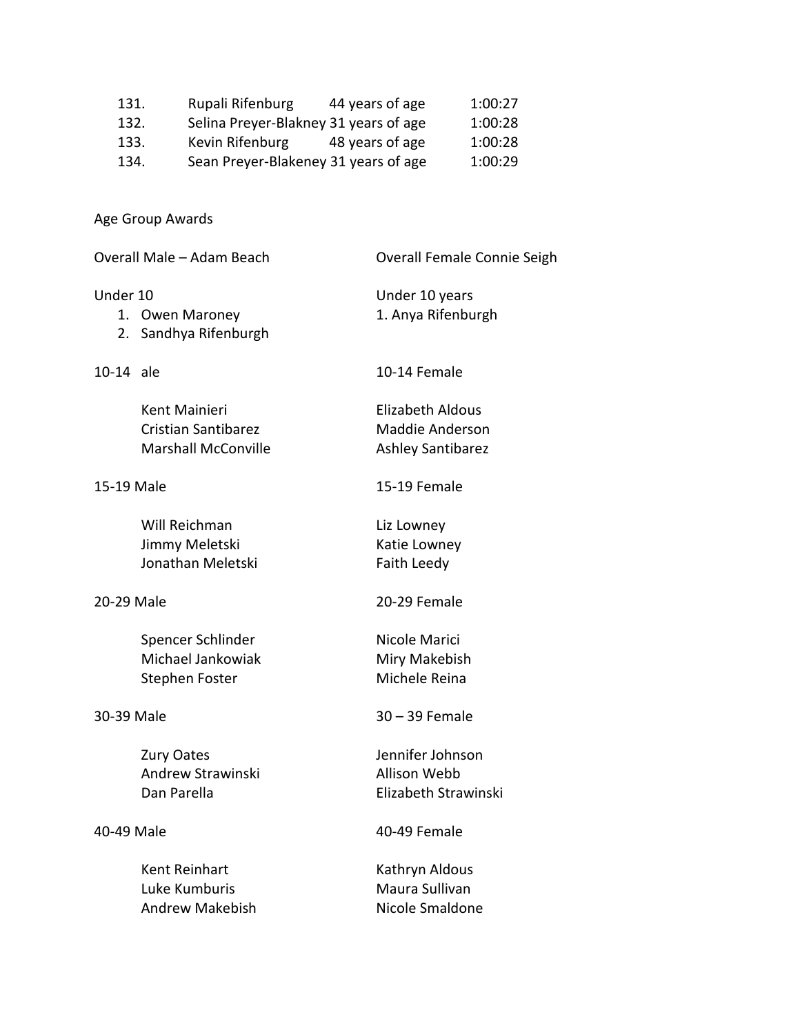| | | | |
|---|---|---|---|
| 131. | Rupali Rifenburg | 44 years of age | 1:00:27 |
| 132. | Selina Preyer-Blakney | 31 years of age | 1:00:28 |
| 133. | Kevin Rifenburg | 48 years of age | 1:00:28 |
| 134. | Sean Preyer-Blakeney | 31 years of age | 1:00:29 |

Age Group Awards

Overall Male – Adam Beach

Overall Female Connie Seigh

Under 10

1. Owen Maroney
2. Sandhya Rifenburgh

Under 10 years

1. Anya Rifenburgh

10-14 ale

Kent Mainieri
Cristian Santibarez
Marshall McConville

10-14 Female

Elizabeth Aldous
Maddie Anderson
Ashley Santibarez

15-19 Male

Will Reichman
Jimmy Meletski
Jonathan Meletski

15-19 Female

Liz Lowney
Katie Lowney
Faith Leedy

20-29 Male

Spencer Schlinder
Michael Jankowiak
Stephen Foster

20-29 Female

Nicole Marici
Miry Makebish
Michele Reina

30-39 Male

Zury Oates
Andrew Strawinski
Dan Parella

30 – 39 Female

Jennifer Johnson
Allison Webb
Elizabeth Strawinski

40-49 Male

Kent Reinhart
Luke Kumburis
Andrew Makebish

40-49 Female

Kathryn Aldous
Maura Sullivan
Nicole Smaldone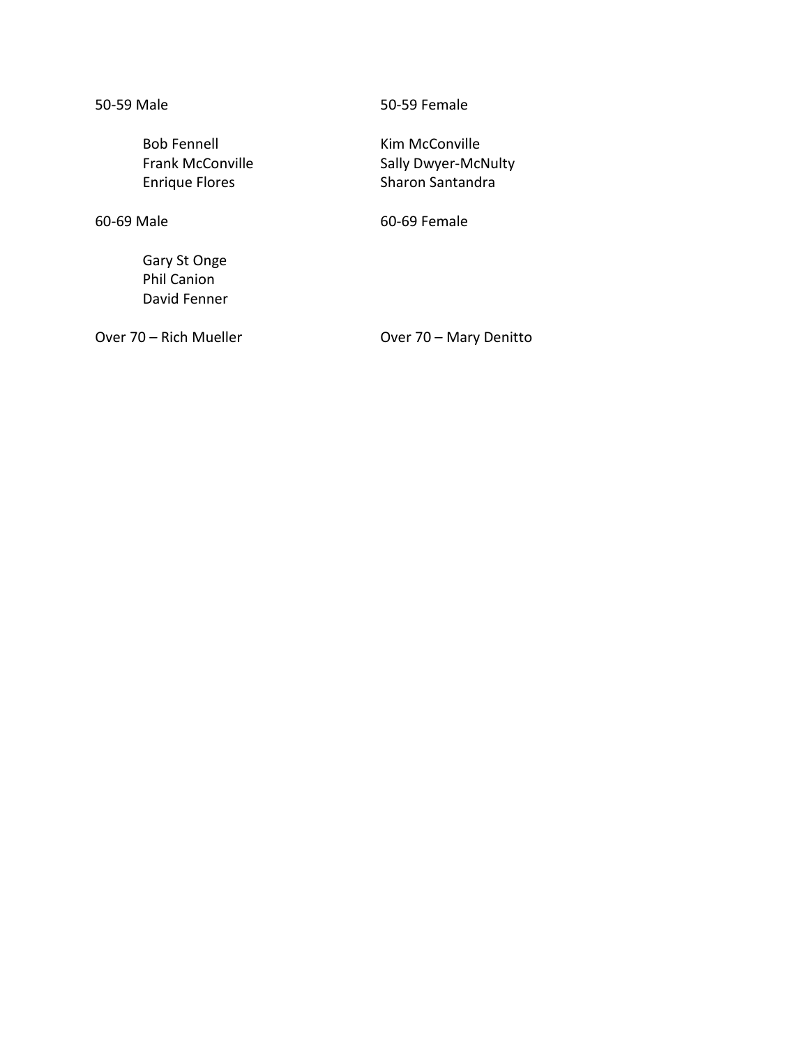50-59 Male

- Bob Fennell
- Frank McConville
- Enrique Flores

50-59 Female

- Kim McConville
- Sally Dwyer-McNulty
- Sharon Santandra

60-69 Male

- Gary St Onge
- Phil Canion
- David Fenner

60-69 Female

Over 70 – Rich Mueller

Over 70 – Mary Denitto